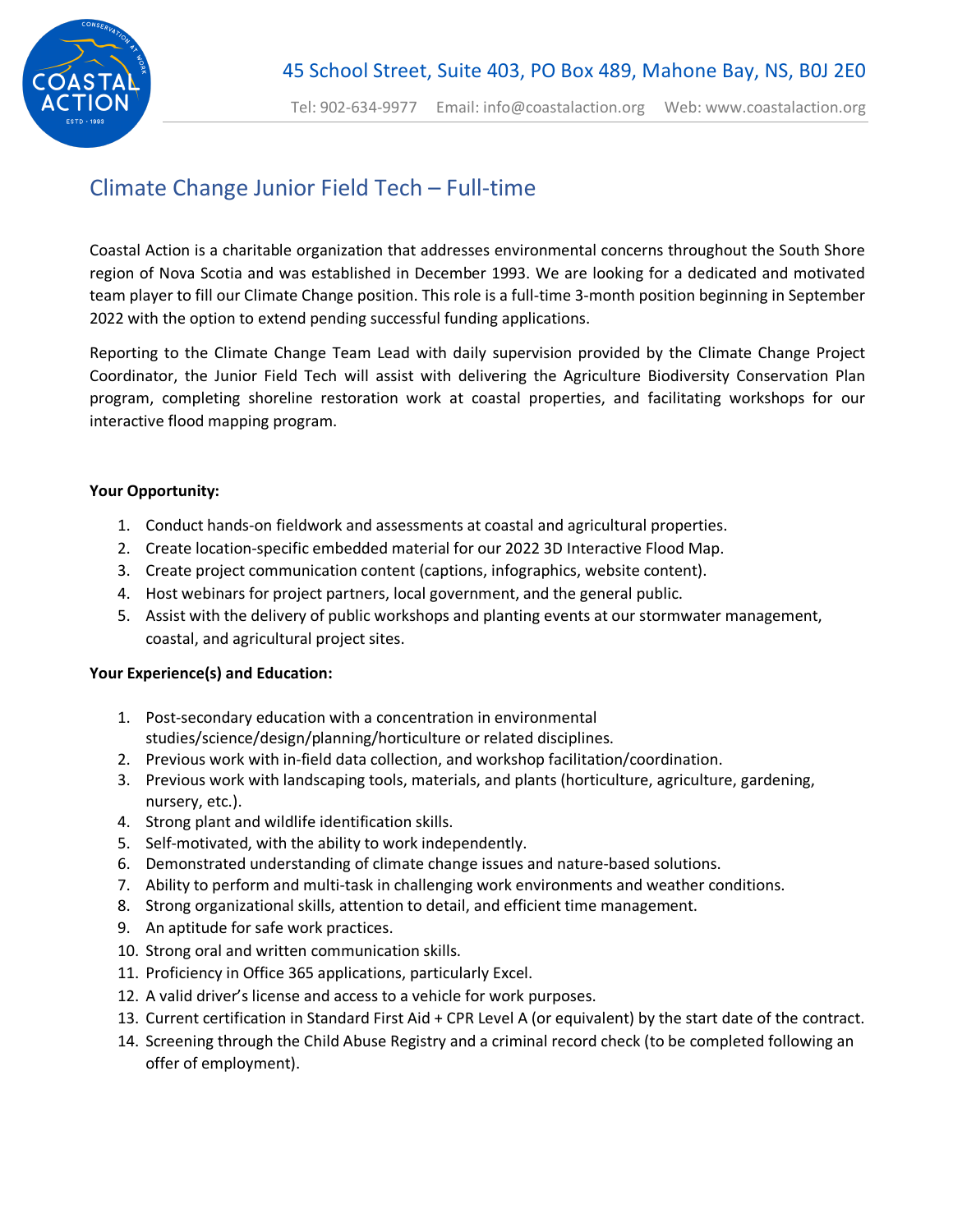45 School Street, Suite 403, PO Box 489, Mahone Bay, NS, B0J 2E0

Tel: 902-634-9977 Email: info@coastalaction.org Web: www.coastalaction.org

# Climate Change Junior Field Tech – Full-time

Coastal Action is a charitable organization that addresses environmental concerns throughout the South Shore region of Nova Scotia and was established in December 1993. We are looking for a dedicated and motivated team player to fill our Climate Change position. This role is a full-time 3-month position beginning in September 2022 with the option to extend pending successful funding applications.

Reporting to the Climate Change Team Lead with daily supervision provided by the Climate Change Project Coordinator, the Junior Field Tech will assist with delivering the Agriculture Biodiversity Conservation Plan program, completing shoreline restoration work at coastal properties, and facilitating workshops for our interactive flood mapping program.

**Your Opportunity:**

1. Conduct hands-on fieldwork and assessments at coastal and agricultural properties.
2. Create location-specific embedded material for our 2022 3D Interactive Flood Map.
3. Create project communication content (captions, infographics, website content).
4. Host webinars for project partners, local government, and the general public.
5. Assist with the delivery of public workshops and planting events at our stormwater management, coastal, and agricultural project sites.

**Your Experience(s) and Education:**

1. Post-secondary education with a concentration in environmental studies/science/design/planning/horticulture or related disciplines.
2. Previous work with in-field data collection, and workshop facilitation/coordination.
3. Previous work with landscaping tools, materials, and plants (horticulture, agriculture, gardening, nursery, etc.).
4. Strong plant and wildlife identification skills.
5. Self-motivated, with the ability to work independently.
6. Demonstrated understanding of climate change issues and nature-based solutions.
7. Ability to perform and multi-task in challenging work environments and weather conditions.
8. Strong organizational skills, attention to detail, and efficient time management.
9. An aptitude for safe work practices.
10. Strong oral and written communication skills.
11. Proficiency in Office 365 applications, particularly Excel.
12. A valid driver's license and access to a vehicle for work purposes.
13. Current certification in Standard First Aid + CPR Level A (or equivalent) by the start date of the contract.
14. Screening through the Child Abuse Registry and a criminal record check (to be completed following an offer of employment).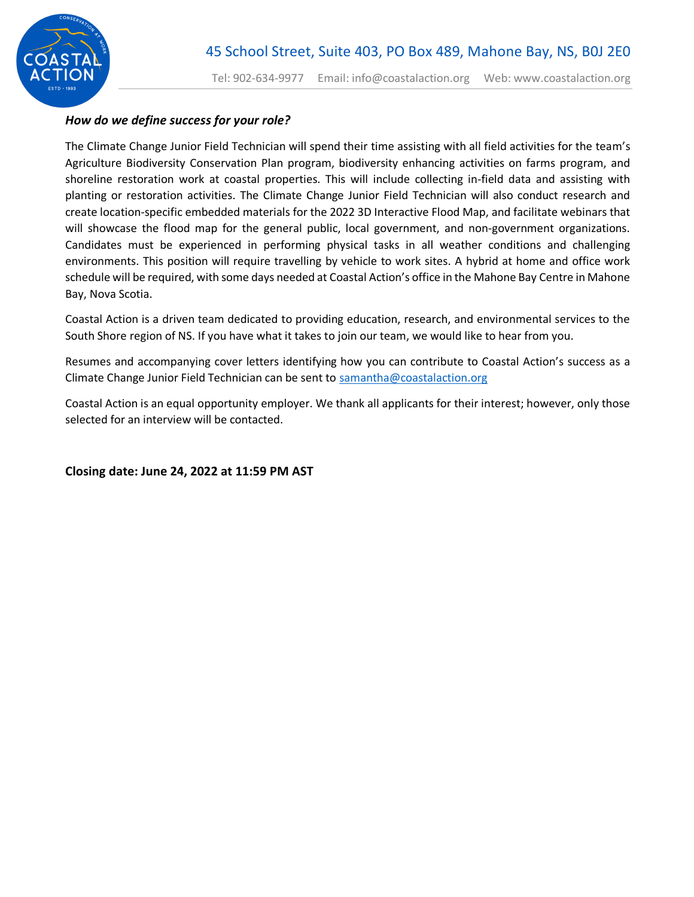***How do we define success for your role?***

The Climate Change Junior Field Technician will spend their time assisting with all field activities for the team's Agriculture Biodiversity Conservation Plan program, biodiversity enhancing activities on farms program, and shoreline restoration work at coastal properties. This will include collecting in-field data and assisting with planting or restoration activities. The Climate Change Junior Field Technician will also conduct research and create location-specific embedded materials for the 2022 3D Interactive Flood Map, and facilitate webinars that will showcase the flood map for the general public, local government, and non-government organizations. Candidates must be experienced in performing physical tasks in all weather conditions and challenging environments. This position will require travelling by vehicle to work sites. A hybrid at home and office work schedule will be required, with some days needed at Coastal Action's office in the Mahone Bay Centre in Mahone Bay, Nova Scotia.

Coastal Action is a driven team dedicated to providing education, research, and environmental services to the South Shore region of NS. If you have what it takes to join our team, we would like to hear from you.

Resumes and accompanying cover letters identifying how you can contribute to Coastal Action's success as a Climate Change Junior Field Technician can be sent to samantha@coastalaction.org

Coastal Action is an equal opportunity employer. We thank all applicants for their interest; however, only those selected for an interview will be contacted.

**Closing date: June 24, 2022 at 11:59 PM AST**